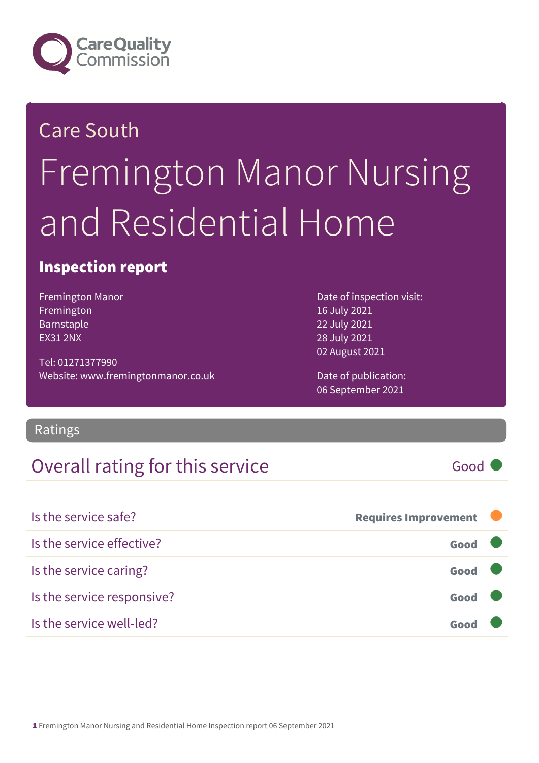Care Quality Commission

Care South

# Fremington Manor Nursing and Residential Home

## Inspection report

Fremington Manor
Fremington
Barnstaple
EX31 2NX

Tel: 01271377990
Website: www.fremingtonmanor.co.uk

Date of inspection visit:
16 July 2021
22 July 2021
28 July 2021
02 August 2021

Date of publication:
06 September 2021

## Ratings

| | |
|---|---|
| Overall rating for this service | Good |

| | |
|---|---|
| Is the service safe? | **Requires Improvement** |
| Is the service effective? | **Good** |
| Is the service caring? | **Good** |
| Is the service responsive? | **Good** |
| Is the service well-led? | **Good** |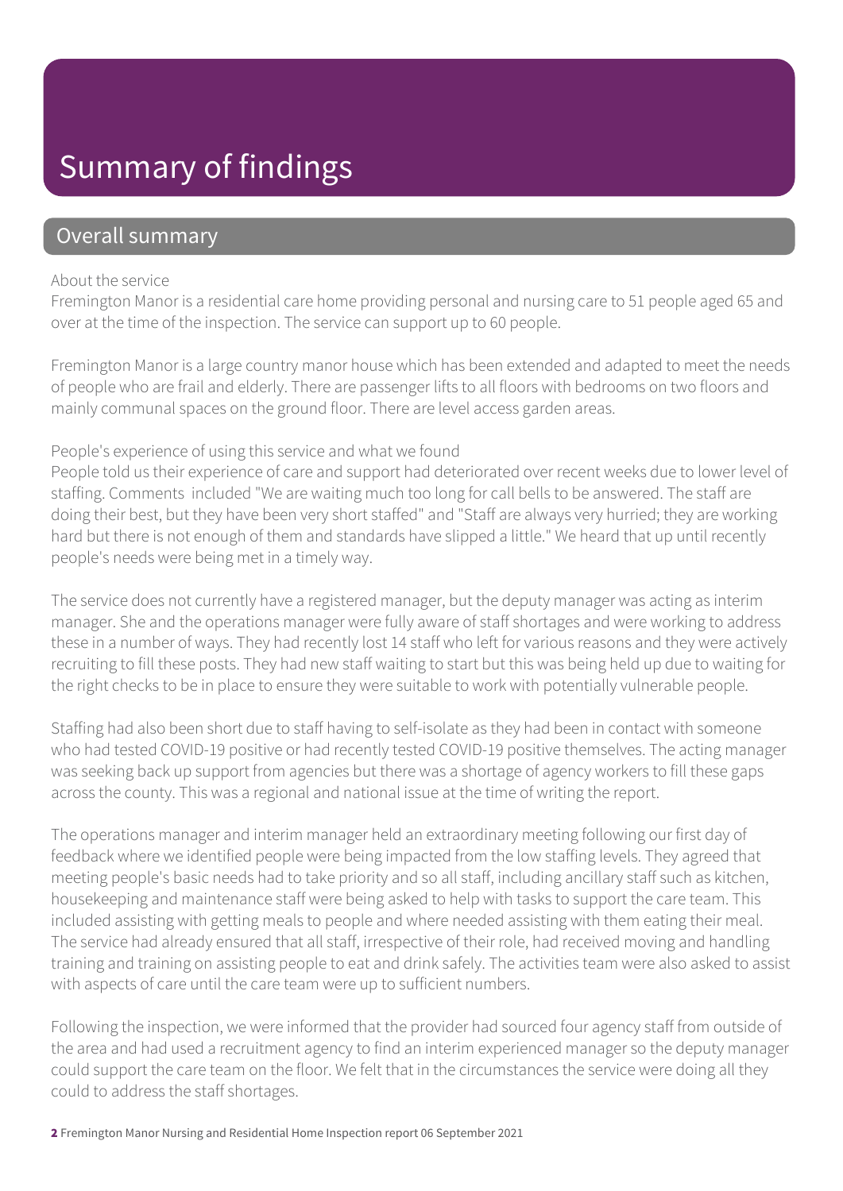# Summary of findings

## Overall summary

About the service

Fremington Manor is a residential care home providing personal and nursing care to 51 people aged 65 and over at the time of the inspection. The service can support up to 60 people.

Fremington Manor is a large country manor house which has been extended and adapted to meet the needs of people who are frail and elderly. There are passenger lifts to all floors with bedrooms on two floors and mainly communal spaces on the ground floor. There are level access garden areas.

People's experience of using this service and what we found

People told us their experience of care and support had deteriorated over recent weeks due to lower level of staffing. Comments included "We are waiting much too long for call bells to be answered. The staff are doing their best, but they have been very short staffed" and "Staff are always very hurried; they are working hard but there is not enough of them and standards have slipped a little." We heard that up until recently people's needs were being met in a timely way.

The service does not currently have a registered manager, but the deputy manager was acting as interim manager. She and the operations manager were fully aware of staff shortages and were working to address these in a number of ways. They had recently lost 14 staff who left for various reasons and they were actively recruiting to fill these posts. They had new staff waiting to start but this was being held up due to waiting for the right checks to be in place to ensure they were suitable to work with potentially vulnerable people.

Staffing had also been short due to staff having to self-isolate as they had been in contact with someone who had tested COVID-19 positive or had recently tested COVID-19 positive themselves. The acting manager was seeking back up support from agencies but there was a shortage of agency workers to fill these gaps across the county. This was a regional and national issue at the time of writing the report.

The operations manager and interim manager held an extraordinary meeting following our first day of feedback where we identified people were being impacted from the low staffing levels. They agreed that meeting people's basic needs had to take priority and so all staff, including ancillary staff such as kitchen, housekeeping and maintenance staff were being asked to help with tasks to support the care team. This included assisting with getting meals to people and where needed assisting with them eating their meal. The service had already ensured that all staff, irrespective of their role, had received moving and handling training and training on assisting people to eat and drink safely. The activities team were also asked to assist with aspects of care until the care team were up to sufficient numbers.

Following the inspection, we were informed that the provider had sourced four agency staff from outside of the area and had used a recruitment agency to find an interim experienced manager so the deputy manager could support the care team on the floor. We felt that in the circumstances the service were doing all they could to address the staff shortages.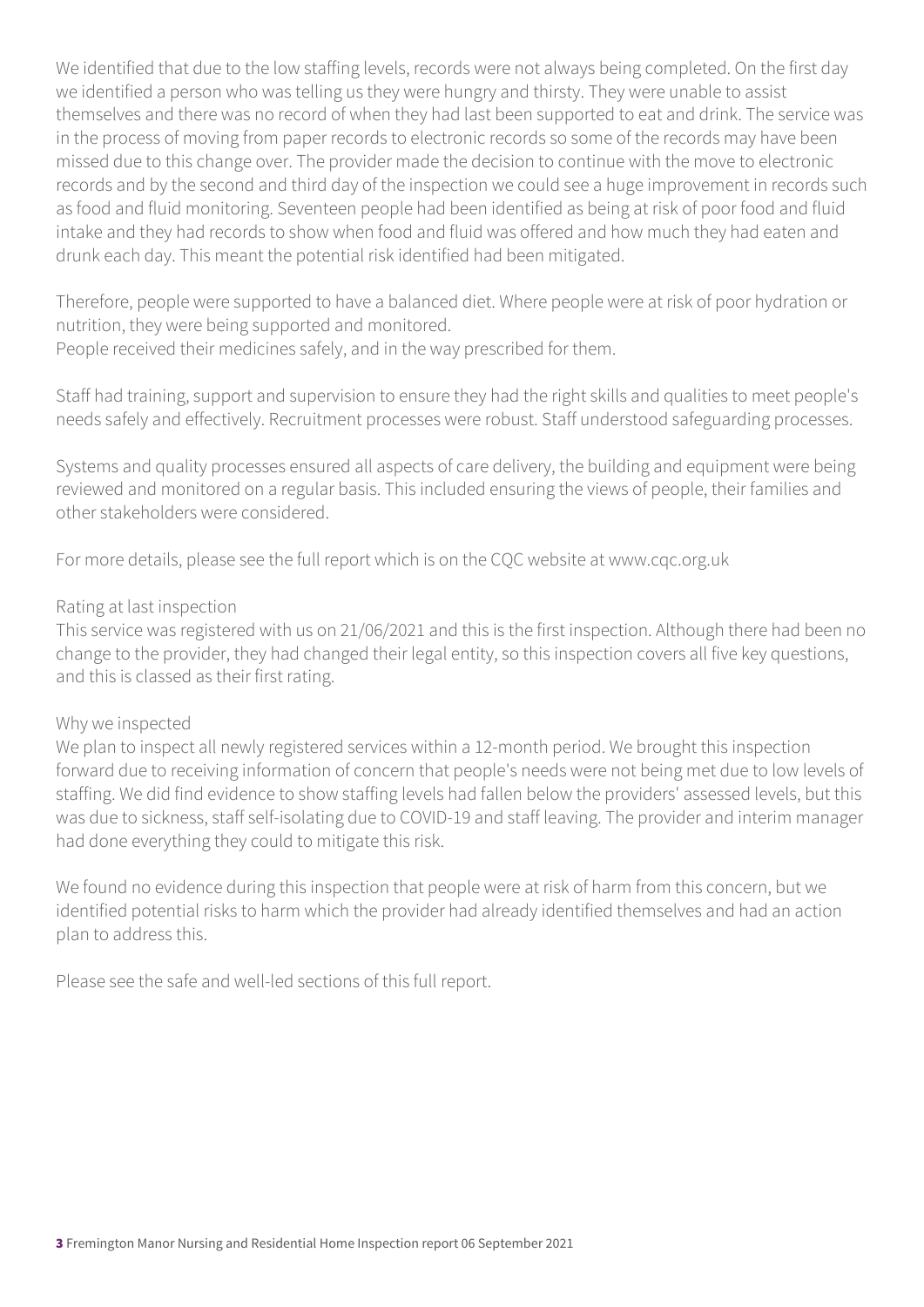We identified that due to the low staffing levels, records were not always being completed. On the first day we identified a person who was telling us they were hungry and thirsty. They were unable to assist themselves and there was no record of when they had last been supported to eat and drink. The service was in the process of moving from paper records to electronic records so some of the records may have been missed due to this change over. The provider made the decision to continue with the move to electronic records and by the second and third day of the inspection we could see a huge improvement in records such as food and fluid monitoring. Seventeen people had been identified as being at risk of poor food and fluid intake and they had records to show when food and fluid was offered and how much they had eaten and drunk each day. This meant the potential risk identified had been mitigated.

Therefore, people were supported to have a balanced diet. Where people were at risk of poor hydration or nutrition, they were being supported and monitored.
People received their medicines safely, and in the way prescribed for them.

Staff had training, support and supervision to ensure they had the right skills and qualities to meet people's needs safely and effectively. Recruitment processes were robust. Staff understood safeguarding processes.

Systems and quality processes ensured all aspects of care delivery, the building and equipment were being reviewed and monitored on a regular basis. This included ensuring the views of people, their families and other stakeholders were considered.

For more details, please see the full report which is on the CQC website at www.cqc.org.uk

Rating at last inspection
This service was registered with us on 21/06/2021 and this is the first inspection. Although there had been no change to the provider, they had changed their legal entity, so this inspection covers all five key questions, and this is classed as their first rating.

Why we inspected
We plan to inspect all newly registered services within a 12-month period. We brought this inspection forward due to receiving information of concern that people's needs were not being met due to low levels of staffing. We did find evidence to show staffing levels had fallen below the providers' assessed levels, but this was due to sickness, staff self-isolating due to COVID-19 and staff leaving. The provider and interim manager had done everything they could to mitigate this risk.

We found no evidence during this inspection that people were at risk of harm from this concern, but we identified potential risks to harm which the provider had already identified themselves and had an action plan to address this.

Please see the safe and well-led sections of this full report.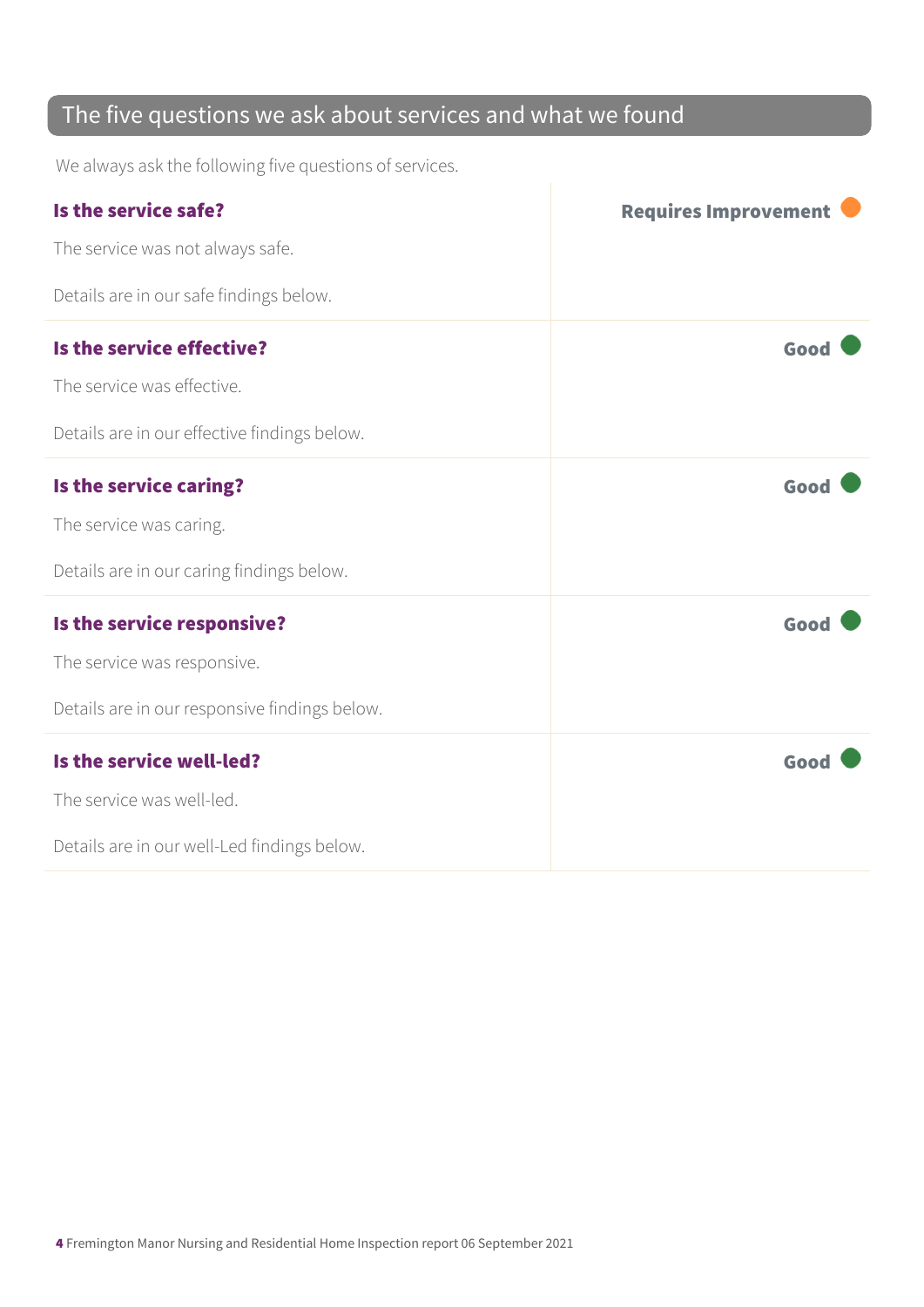## The five questions we ask about services and what we found

We always ask the following five questions of services.

| | |
|---|---|
| **Is the service safe?**<br><br>The service was not always safe.<br><br>Details are in our safe findings below. | **Requires Improvement** |
| **Is the service effective?**<br><br>The service was effective.<br><br>Details are in our effective findings below. | **Good** |
| **Is the service caring?**<br><br>The service was caring.<br><br>Details are in our caring findings below. | **Good** |
| **Is the service responsive?**<br><br>The service was responsive.<br><br>Details are in our responsive findings below. | **Good** |
| **Is the service well-led?**<br><br>The service was well-led.<br><br>Details are in our well-Led findings below. | **Good** |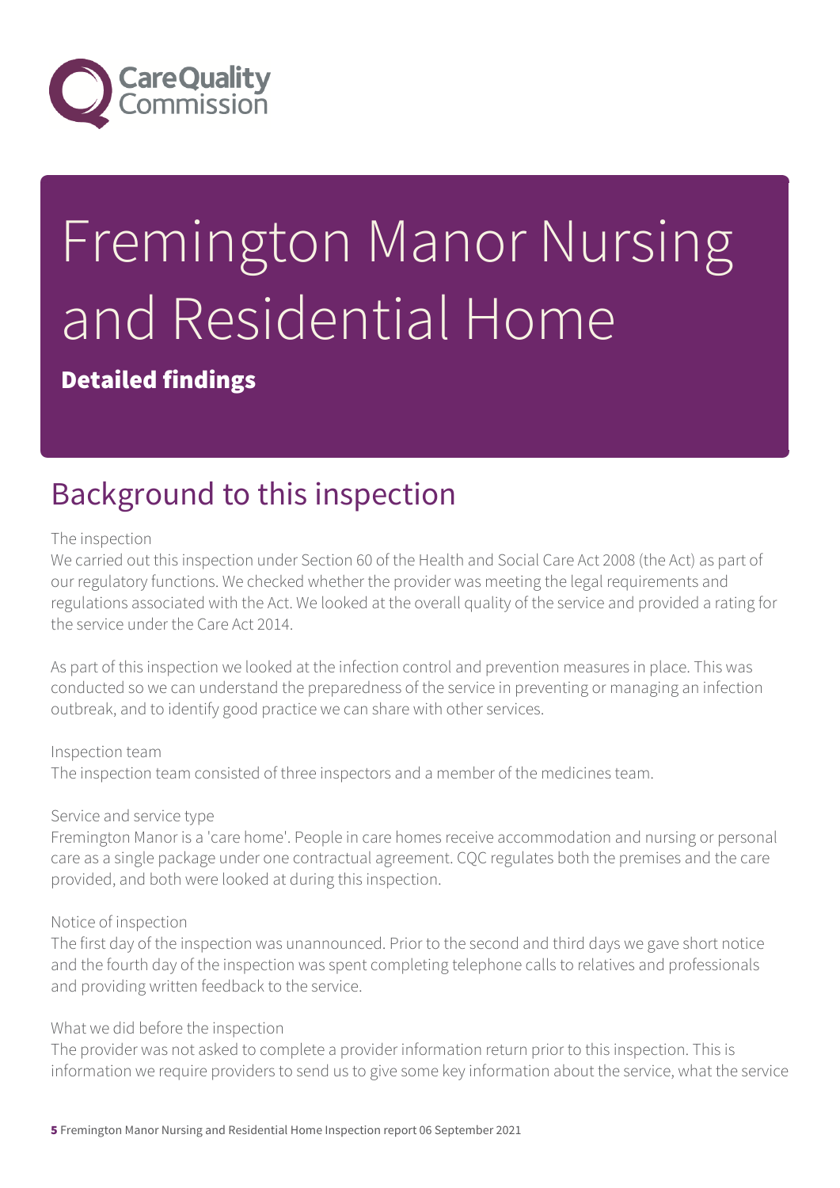# Fremington Manor Nursing and Residential Home

**Detailed findings**

## Background to this inspection

The inspection
We carried out this inspection under Section 60 of the Health and Social Care Act 2008 (the Act) as part of our regulatory functions. We checked whether the provider was meeting the legal requirements and regulations associated with the Act. We looked at the overall quality of the service and provided a rating for the service under the Care Act 2014.

As part of this inspection we looked at the infection control and prevention measures in place. This was conducted so we can understand the preparedness of the service in preventing or managing an infection outbreak, and to identify good practice we can share with other services.

Inspection team
The inspection team consisted of three inspectors and a member of the medicines team.

Service and service type
Fremington Manor is a 'care home'. People in care homes receive accommodation and nursing or personal care as a single package under one contractual agreement. CQC regulates both the premises and the care provided, and both were looked at during this inspection.

Notice of inspection
The first day of the inspection was unannounced. Prior to the second and third days we gave short notice and the fourth day of the inspection was spent completing telephone calls to relatives and professionals and providing written feedback to the service.

What we did before the inspection
The provider was not asked to complete a provider information return prior to this inspection. This is information we require providers to send us to give some key information about the service, what the service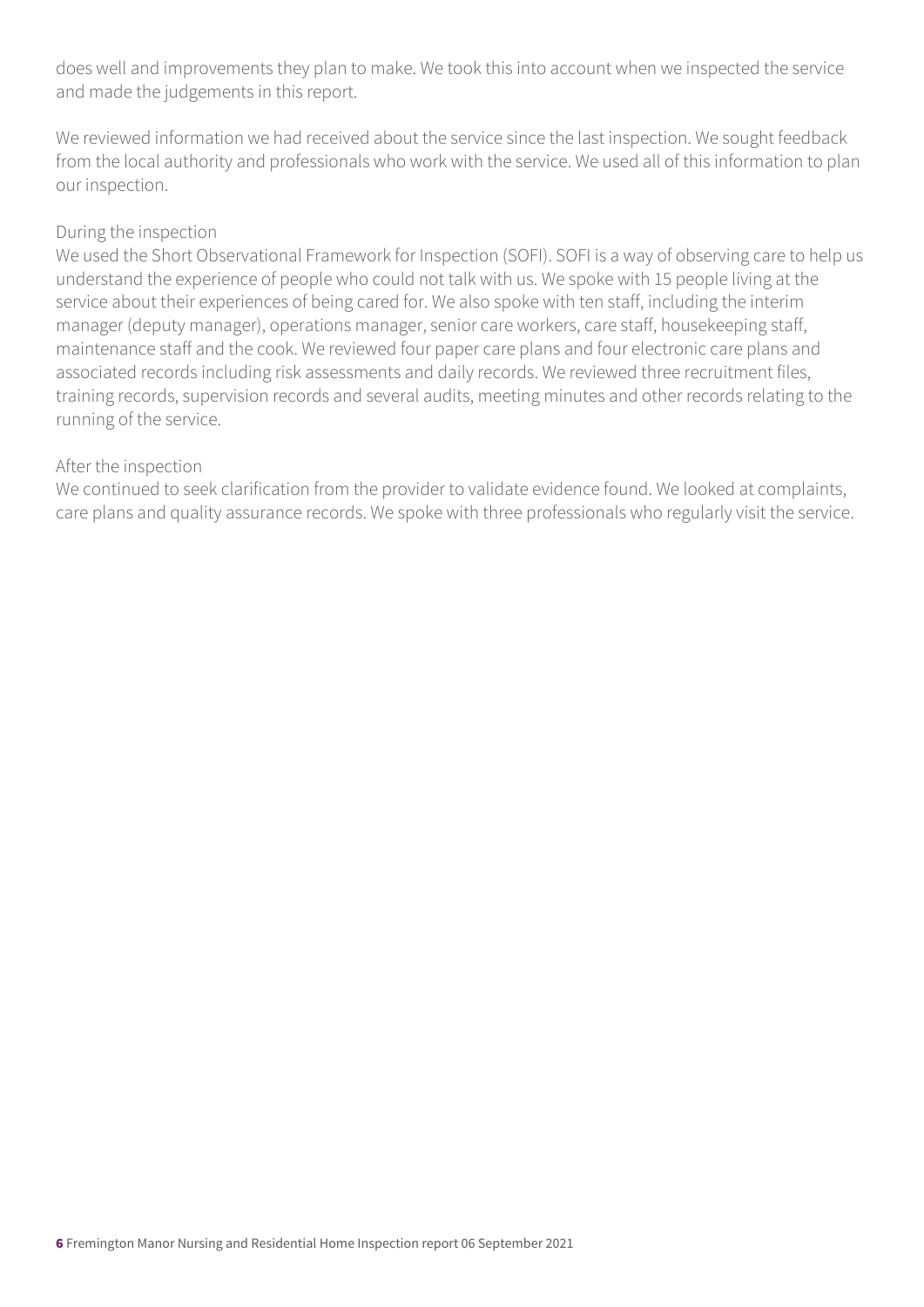does well and improvements they plan to make. We took this into account when we inspected the service and made the judgements in this report.

We reviewed information we had received about the service since the last inspection. We sought feedback from the local authority and professionals who work with the service. We used all of this information to plan our inspection.

During the inspection

We used the Short Observational Framework for Inspection (SOFI). SOFI is a way of observing care to help us understand the experience of people who could not talk with us. We spoke with 15 people living at the service about their experiences of being cared for. We also spoke with ten staff, including the interim manager (deputy manager), operations manager, senior care workers, care staff, housekeeping staff, maintenance staff and the cook. We reviewed four paper care plans and four electronic care plans and associated records including risk assessments and daily records. We reviewed three recruitment files, training records, supervision records and several audits, meeting minutes and other records relating to the running of the service.

After the inspection

We continued to seek clarification from the provider to validate evidence found. We looked at complaints, care plans and quality assurance records. We spoke with three professionals who regularly visit the service.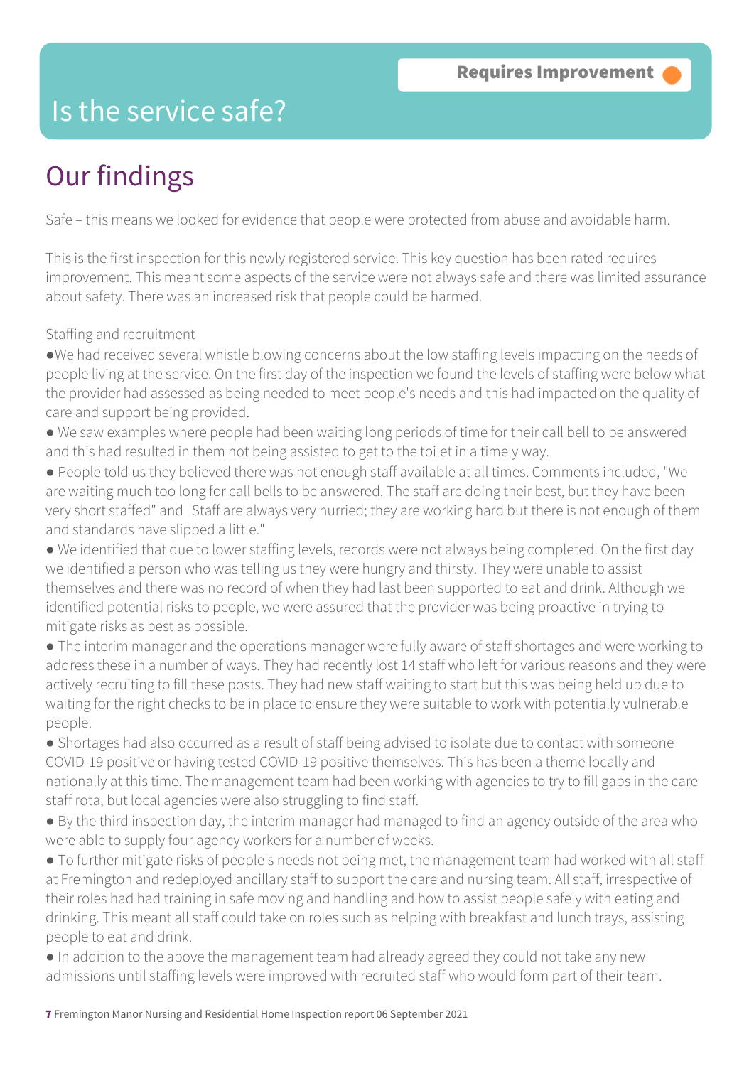**Requires Improvement**

# Is the service safe?

## Our findings

Safe – this means we looked for evidence that people were protected from abuse and avoidable harm.

This is the first inspection for this newly registered service. This key question has been rated requires improvement. This meant some aspects of the service were not always safe and there was limited assurance about safety. There was an increased risk that people could be harmed.

Staffing and recruitment

- We had received several whistle blowing concerns about the low staffing levels impacting on the needs of people living at the service. On the first day of the inspection we found the levels of staffing were below what the provider had assessed as being needed to meet people's needs and this had impacted on the quality of care and support being provided.
- We saw examples where people had been waiting long periods of time for their call bell to be answered and this had resulted in them not being assisted to get to the toilet in a timely way.
- People told us they believed there was not enough staff available at all times. Comments included, "We are waiting much too long for call bells to be answered. The staff are doing their best, but they have been very short staffed" and "Staff are always very hurried; they are working hard but there is not enough of them and standards have slipped a little."
- We identified that due to lower staffing levels, records were not always being completed. On the first day we identified a person who was telling us they were hungry and thirsty. They were unable to assist themselves and there was no record of when they had last been supported to eat and drink. Although we identified potential risks to people, we were assured that the provider was being proactive in trying to mitigate risks as best as possible.
- The interim manager and the operations manager were fully aware of staff shortages and were working to address these in a number of ways. They had recently lost 14 staff who left for various reasons and they were actively recruiting to fill these posts. They had new staff waiting to start but this was being held up due to waiting for the right checks to be in place to ensure they were suitable to work with potentially vulnerable people.
- Shortages had also occurred as a result of staff being advised to isolate due to contact with someone COVID-19 positive or having tested COVID-19 positive themselves. This has been a theme locally and nationally at this time. The management team had been working with agencies to try to fill gaps in the care staff rota, but local agencies were also struggling to find staff.
- By the third inspection day, the interim manager had managed to find an agency outside of the area who were able to supply four agency workers for a number of weeks.
- To further mitigate risks of people's needs not being met, the management team had worked with all staff at Fremington and redeployed ancillary staff to support the care and nursing team. All staff, irrespective of their roles had had training in safe moving and handling and how to assist people safely with eating and drinking. This meant all staff could take on roles such as helping with breakfast and lunch trays, assisting people to eat and drink.
- In addition to the above the management team had already agreed they could not take any new admissions until staffing levels were improved with recruited staff who would form part of their team.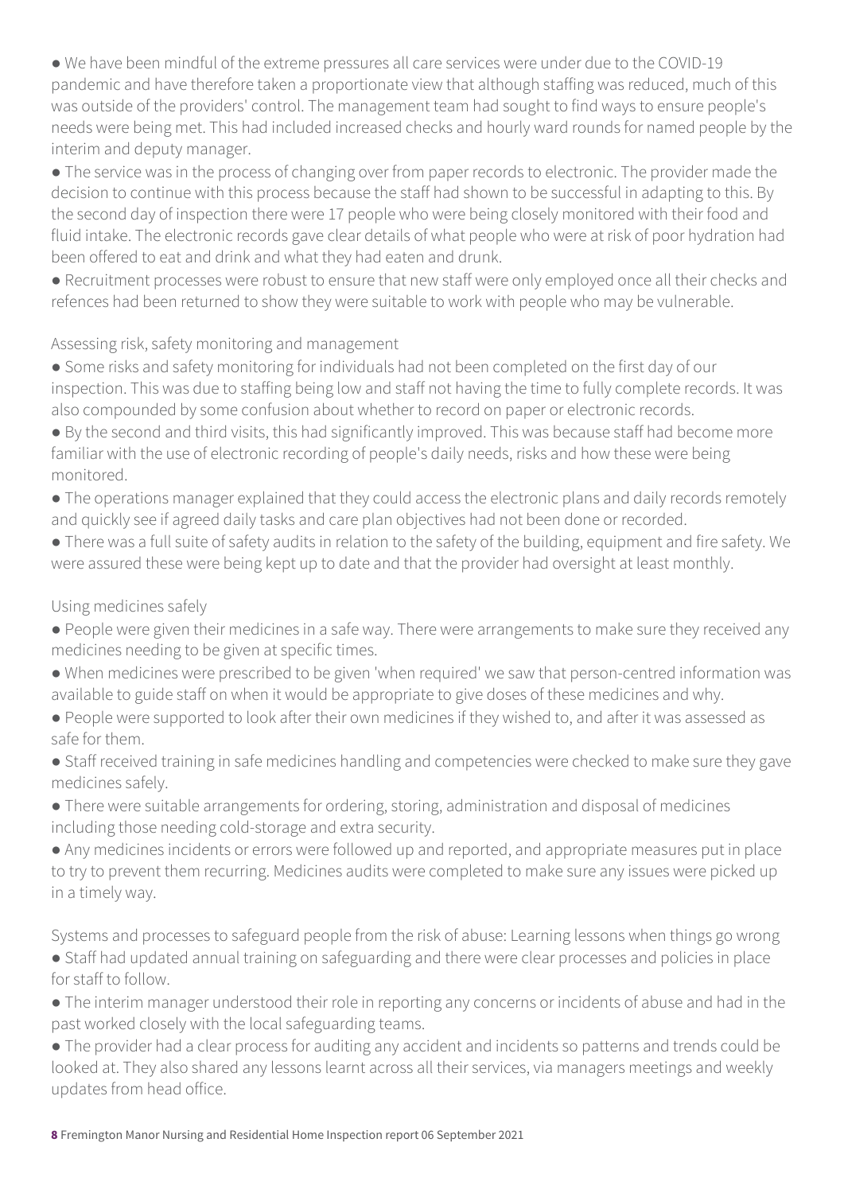- We have been mindful of the extreme pressures all care services were under due to the COVID-19 pandemic and have therefore taken a proportionate view that although staffing was reduced, much of this was outside of the providers' control. The management team had sought to find ways to ensure people's needs were being met. This had included increased checks and hourly ward rounds for named people by the interim and deputy manager.
- The service was in the process of changing over from paper records to electronic. The provider made the decision to continue with this process because the staff had shown to be successful in adapting to this. By the second day of inspection there were 17 people who were being closely monitored with their food and fluid intake. The electronic records gave clear details of what people who were at risk of poor hydration had been offered to eat and drink and what they had eaten and drunk.
- Recruitment processes were robust to ensure that new staff were only employed once all their checks and refences had been returned to show they were suitable to work with people who may be vulnerable.

Assessing risk, safety monitoring and management

- Some risks and safety monitoring for individuals had not been completed on the first day of our inspection. This was due to staffing being low and staff not having the time to fully complete records. It was also compounded by some confusion about whether to record on paper or electronic records.
- By the second and third visits, this had significantly improved. This was because staff had become more familiar with the use of electronic recording of people's daily needs, risks and how these were being monitored.
- The operations manager explained that they could access the electronic plans and daily records remotely and quickly see if agreed daily tasks and care plan objectives had not been done or recorded.
- There was a full suite of safety audits in relation to the safety of the building, equipment and fire safety. We were assured these were being kept up to date and that the provider had oversight at least monthly.

Using medicines safely

- People were given their medicines in a safe way. There were arrangements to make sure they received any medicines needing to be given at specific times.
- When medicines were prescribed to be given 'when required' we saw that person-centred information was available to guide staff on when it would be appropriate to give doses of these medicines and why.
- People were supported to look after their own medicines if they wished to, and after it was assessed as safe for them.
- Staff received training in safe medicines handling and competencies were checked to make sure they gave medicines safely.
- There were suitable arrangements for ordering, storing, administration and disposal of medicines including those needing cold-storage and extra security.
- Any medicines incidents or errors were followed up and reported, and appropriate measures put in place to try to prevent them recurring. Medicines audits were completed to make sure any issues were picked up in a timely way.

Systems and processes to safeguard people from the risk of abuse: Learning lessons when things go wrong

- Staff had updated annual training on safeguarding and there were clear processes and policies in place for staff to follow.
- The interim manager understood their role in reporting any concerns or incidents of abuse and had in the past worked closely with the local safeguarding teams.
- The provider had a clear process for auditing any accident and incidents so patterns and trends could be looked at. They also shared any lessons learnt across all their services, via managers meetings and weekly updates from head office.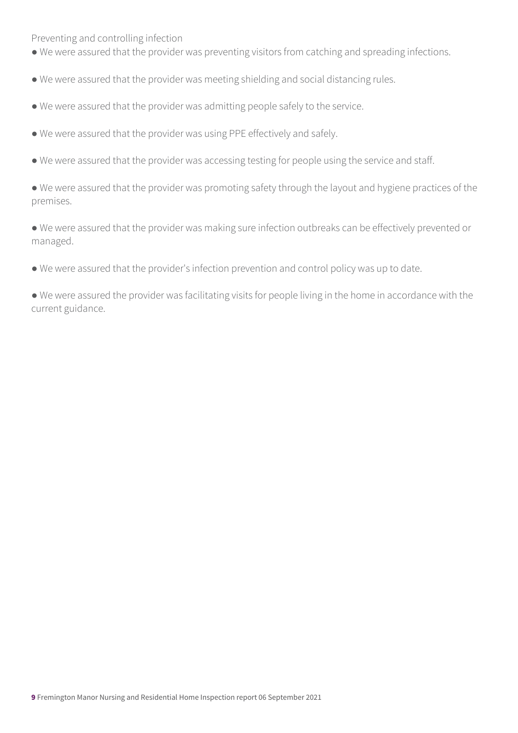Preventing and controlling infection

- We were assured that the provider was preventing visitors from catching and spreading infections.
- We were assured that the provider was meeting shielding and social distancing rules.
- We were assured that the provider was admitting people safely to the service.
- We were assured that the provider was using PPE effectively and safely.
- We were assured that the provider was accessing testing for people using the service and staff.
- We were assured that the provider was promoting safety through the layout and hygiene practices of the premises.
- We were assured that the provider was making sure infection outbreaks can be effectively prevented or managed.
- We were assured that the provider's infection prevention and control policy was up to date.
- We were assured the provider was facilitating visits for people living in the home in accordance with the current guidance.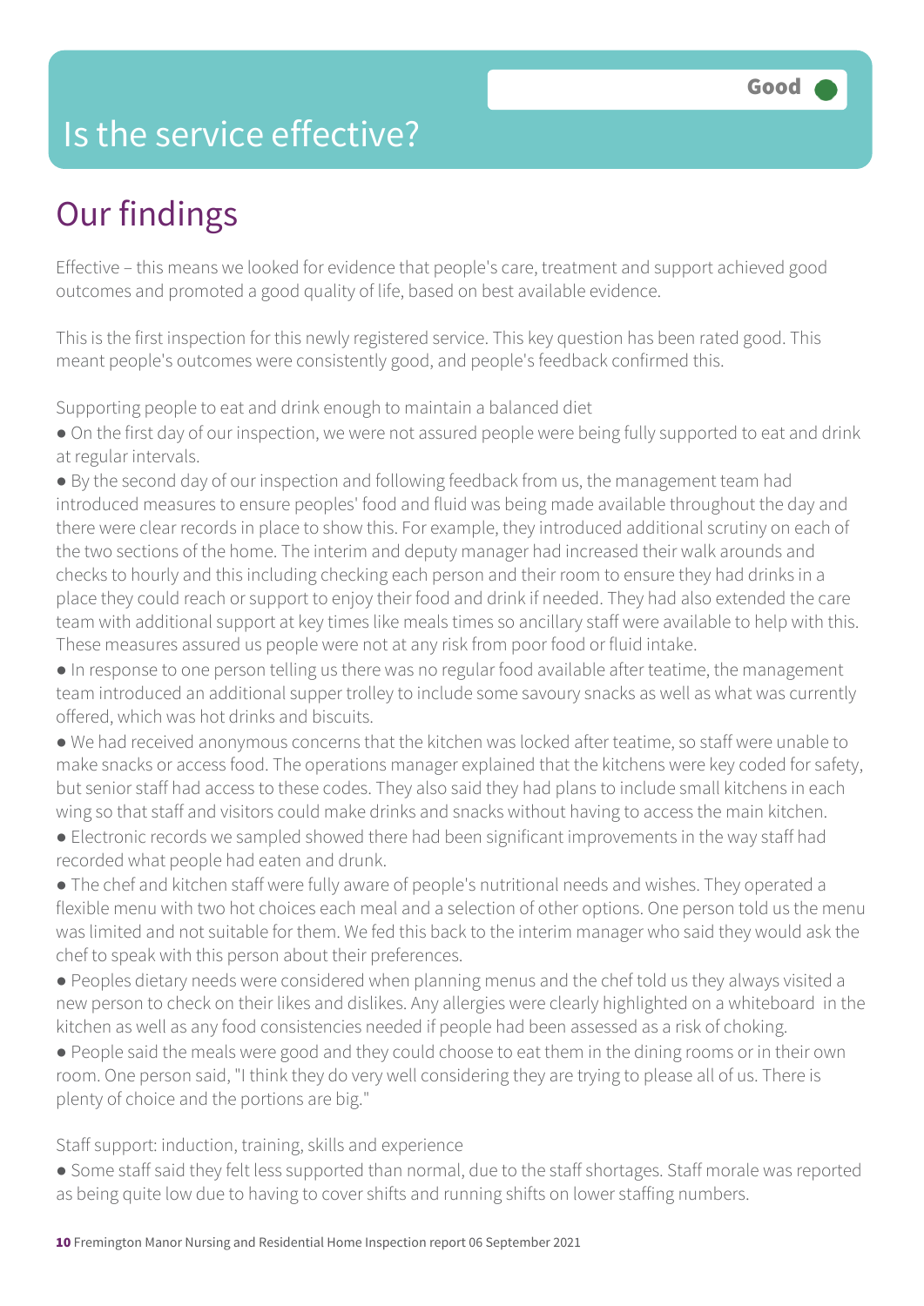# Is the service effective?

Good

## Our findings

Effective – this means we looked for evidence that people's care, treatment and support achieved good outcomes and promoted a good quality of life, based on best available evidence.

This is the first inspection for this newly registered service. This key question has been rated good. This meant people's outcomes were consistently good, and people's feedback confirmed this.

Supporting people to eat and drink enough to maintain a balanced diet

- On the first day of our inspection, we were not assured people were being fully supported to eat and drink at regular intervals.
- By the second day of our inspection and following feedback from us, the management team had introduced measures to ensure peoples' food and fluid was being made available throughout the day and there were clear records in place to show this. For example, they introduced additional scrutiny on each of the two sections of the home. The interim and deputy manager had increased their walk arounds and checks to hourly and this including checking each person and their room to ensure they had drinks in a place they could reach or support to enjoy their food and drink if needed. They had also extended the care team with additional support at key times like meals times so ancillary staff were available to help with this. These measures assured us people were not at any risk from poor food or fluid intake.
- In response to one person telling us there was no regular food available after teatime, the management team introduced an additional supper trolley to include some savoury snacks as well as what was currently offered, which was hot drinks and biscuits.
- We had received anonymous concerns that the kitchen was locked after teatime, so staff were unable to make snacks or access food. The operations manager explained that the kitchens were key coded for safety, but senior staff had access to these codes. They also said they had plans to include small kitchens in each wing so that staff and visitors could make drinks and snacks without having to access the main kitchen.
- Electronic records we sampled showed there had been significant improvements in the way staff had recorded what people had eaten and drunk.
- The chef and kitchen staff were fully aware of people's nutritional needs and wishes. They operated a flexible menu with two hot choices each meal and a selection of other options. One person told us the menu was limited and not suitable for them. We fed this back to the interim manager who said they would ask the chef to speak with this person about their preferences.
- Peoples dietary needs were considered when planning menus and the chef told us they always visited a new person to check on their likes and dislikes. Any allergies were clearly highlighted on a whiteboard in the kitchen as well as any food consistencies needed if people had been assessed as a risk of choking.
- People said the meals were good and they could choose to eat them in the dining rooms or in their own room. One person said, "I think they do very well considering they are trying to please all of us. There is plenty of choice and the portions are big."

Staff support: induction, training, skills and experience

- Some staff said they felt less supported than normal, due to the staff shortages. Staff morale was reported as being quite low due to having to cover shifts and running shifts on lower staffing numbers.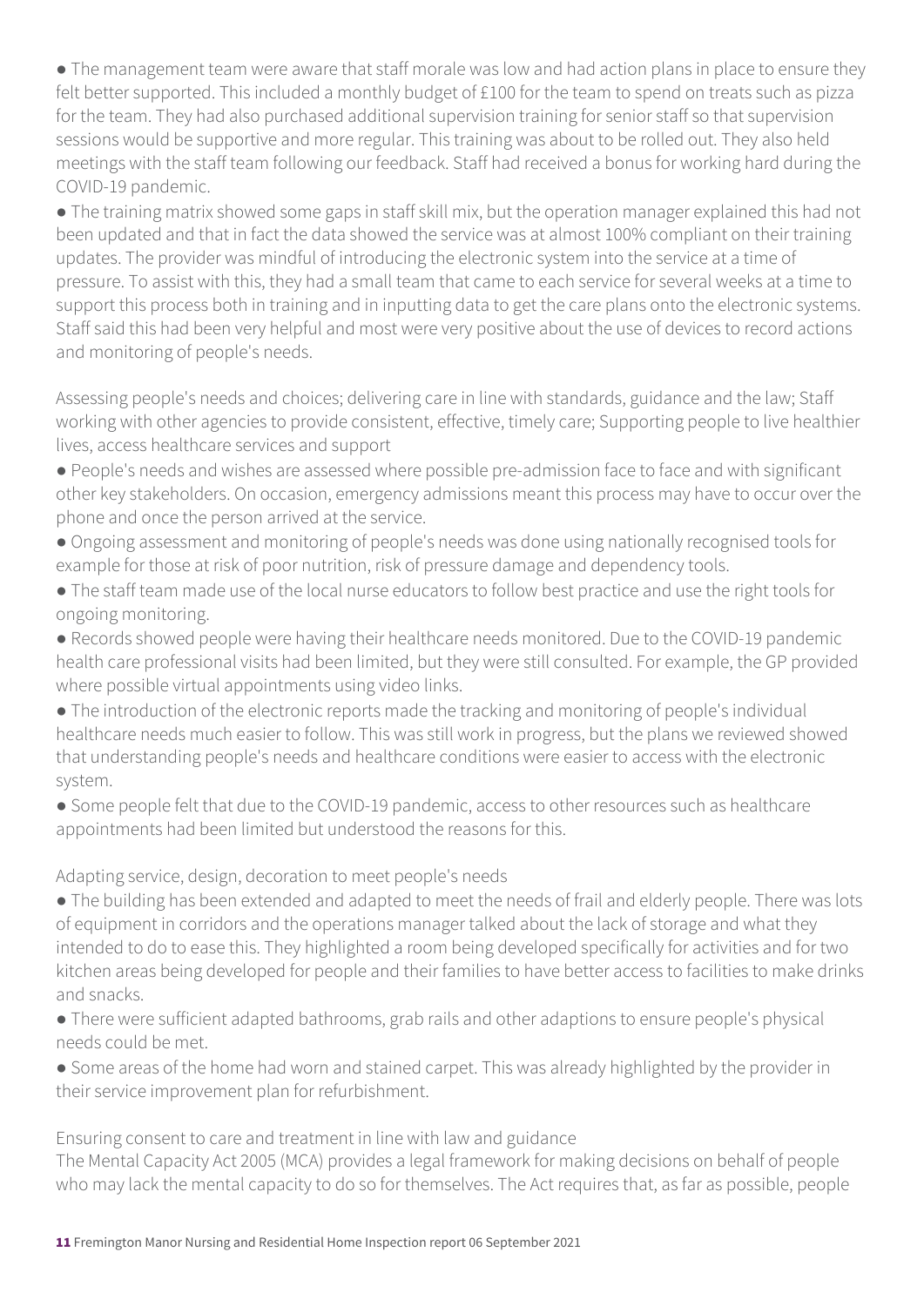- The management team were aware that staff morale was low and had action plans in place to ensure they felt better supported. This included a monthly budget of £100 for the team to spend on treats such as pizza for the team. They had also purchased additional supervision training for senior staff so that supervision sessions would be supportive and more regular. This training was about to be rolled out. They also held meetings with the staff team following our feedback. Staff had received a bonus for working hard during the COVID-19 pandemic.
- The training matrix showed some gaps in staff skill mix, but the operation manager explained this had not been updated and that in fact the data showed the service was at almost 100% compliant on their training updates. The provider was mindful of introducing the electronic system into the service at a time of pressure. To assist with this, they had a small team that came to each service for several weeks at a time to support this process both in training and in inputting data to get the care plans onto the electronic systems. Staff said this had been very helpful and most were very positive about the use of devices to record actions and monitoring of people's needs.

Assessing people's needs and choices; delivering care in line with standards, guidance and the law; Staff working with other agencies to provide consistent, effective, timely care; Supporting people to live healthier lives, access healthcare services and support

- People's needs and wishes are assessed where possible pre-admission face to face and with significant other key stakeholders. On occasion, emergency admissions meant this process may have to occur over the phone and once the person arrived at the service.
- Ongoing assessment and monitoring of people's needs was done using nationally recognised tools for example for those at risk of poor nutrition, risk of pressure damage and dependency tools.
- The staff team made use of the local nurse educators to follow best practice and use the right tools for ongoing monitoring.
- Records showed people were having their healthcare needs monitored. Due to the COVID-19 pandemic health care professional visits had been limited, but they were still consulted. For example, the GP provided where possible virtual appointments using video links.
- The introduction of the electronic reports made the tracking and monitoring of people's individual healthcare needs much easier to follow. This was still work in progress, but the plans we reviewed showed that understanding people's needs and healthcare conditions were easier to access with the electronic system.
- Some people felt that due to the COVID-19 pandemic, access to other resources such as healthcare appointments had been limited but understood the reasons for this.

Adapting service, design, decoration to meet people's needs

- The building has been extended and adapted to meet the needs of frail and elderly people. There was lots of equipment in corridors and the operations manager talked about the lack of storage and what they intended to do to ease this. They highlighted a room being developed specifically for activities and for two kitchen areas being developed for people and their families to have better access to facilities to make drinks and snacks.
- There were sufficient adapted bathrooms, grab rails and other adaptions to ensure people's physical needs could be met.
- Some areas of the home had worn and stained carpet. This was already highlighted by the provider in their service improvement plan for refurbishment.

Ensuring consent to care and treatment in line with law and guidance

The Mental Capacity Act 2005 (MCA) provides a legal framework for making decisions on behalf of people who may lack the mental capacity to do so for themselves. The Act requires that, as far as possible, people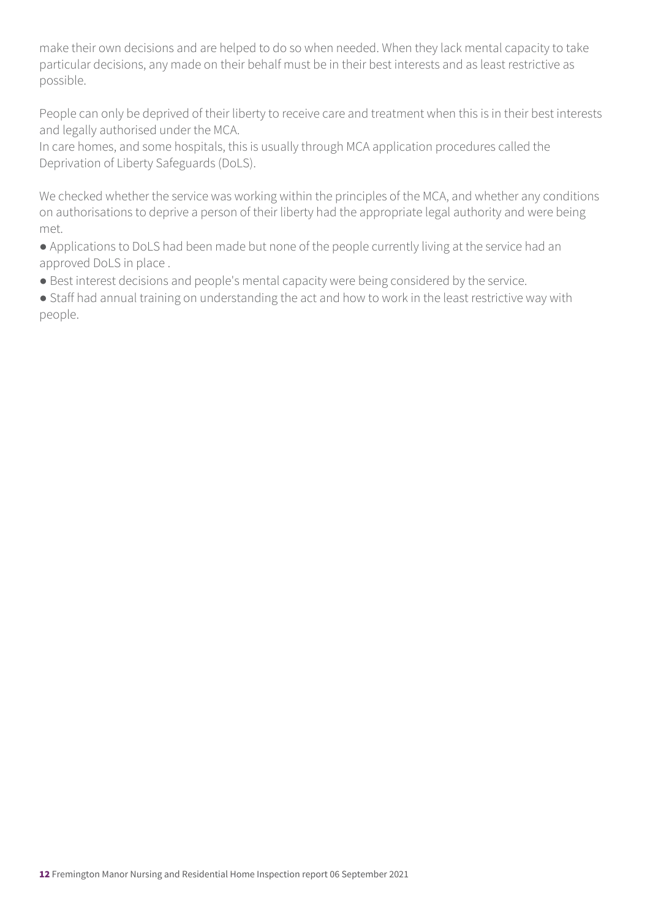make their own decisions and are helped to do so when needed. When they lack mental capacity to take particular decisions, any made on their behalf must be in their best interests and as least restrictive as possible.

People can only be deprived of their liberty to receive care and treatment when this is in their best interests and legally authorised under the MCA.
In care homes, and some hospitals, this is usually through MCA application procedures called the Deprivation of Liberty Safeguards (DoLS).

We checked whether the service was working within the principles of the MCA, and whether any conditions on authorisations to deprive a person of their liberty had the appropriate legal authority and were being met.

- Applications to DoLS had been made but none of the people currently living at the service had an approved DoLS in place .
- Best interest decisions and people's mental capacity were being considered by the service.
- Staff had annual training on understanding the act and how to work in the least restrictive way with people.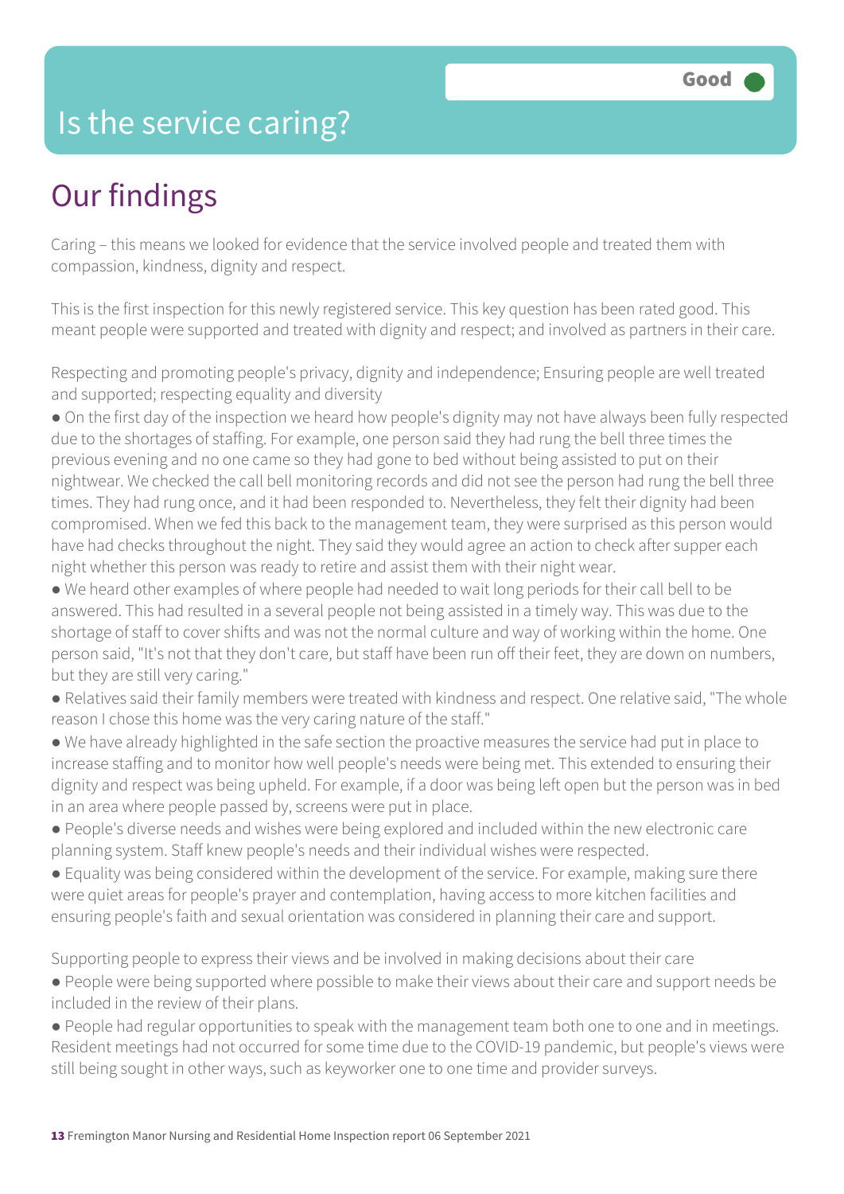# Is the service caring?

Good

## Our findings

Caring – this means we looked for evidence that the service involved people and treated them with compassion, kindness, dignity and respect.

This is the first inspection for this newly registered service. This key question has been rated good. This meant people were supported and treated with dignity and respect; and involved as partners in their care.

Respecting and promoting people's privacy, dignity and independence; Ensuring people are well treated and supported; respecting equality and diversity

- On the first day of the inspection we heard how people's dignity may not have always been fully respected due to the shortages of staffing. For example, one person said they had rung the bell three times the previous evening and no one came so they had gone to bed without being assisted to put on their nightwear. We checked the call bell monitoring records and did not see the person had rung the bell three times. They had rung once, and it had been responded to. Nevertheless, they felt their dignity had been compromised. When we fed this back to the management team, they were surprised as this person would have had checks throughout the night. They said they would agree an action to check after supper each night whether this person was ready to retire and assist them with their night wear.
- We heard other examples of where people had needed to wait long periods for their call bell to be answered. This had resulted in a several people not being assisted in a timely way. This was due to the shortage of staff to cover shifts and was not the normal culture and way of working within the home. One person said, "It's not that they don't care, but staff have been run off their feet, they are down on numbers, but they are still very caring."
- Relatives said their family members were treated with kindness and respect. One relative said, "The whole reason I chose this home was the very caring nature of the staff."
- We have already highlighted in the safe section the proactive measures the service had put in place to increase staffing and to monitor how well people's needs were being met. This extended to ensuring their dignity and respect was being upheld. For example, if a door was being left open but the person was in bed in an area where people passed by, screens were put in place.
- People's diverse needs and wishes were being explored and included within the new electronic care planning system. Staff knew people's needs and their individual wishes were respected.
- Equality was being considered within the development of the service. For example, making sure there were quiet areas for people's prayer and contemplation, having access to more kitchen facilities and ensuring people's faith and sexual orientation was considered in planning their care and support.

Supporting people to express their views and be involved in making decisions about their care

- People were being supported where possible to make their views about their care and support needs be included in the review of their plans.
- People had regular opportunities to speak with the management team both one to one and in meetings. Resident meetings had not occurred for some time due to the COVID-19 pandemic, but people's views were still being sought in other ways, such as keyworker one to one time and provider surveys.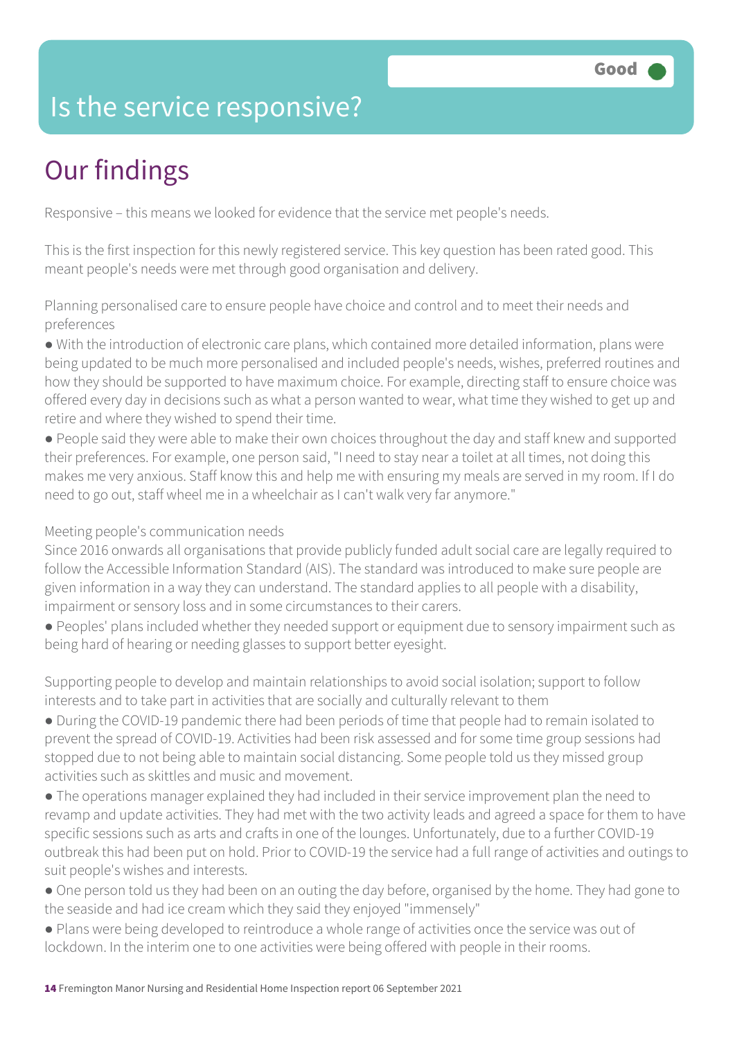# Is the service responsive?

Good

## Our findings

Responsive – this means we looked for evidence that the service met people's needs.

This is the first inspection for this newly registered service. This key question has been rated good. This meant people's needs were met through good organisation and delivery.

Planning personalised care to ensure people have choice and control and to meet their needs and preferences

- With the introduction of electronic care plans, which contained more detailed information, plans were being updated to be much more personalised and included people's needs, wishes, preferred routines and how they should be supported to have maximum choice. For example, directing staff to ensure choice was offered every day in decisions such as what a person wanted to wear, what time they wished to get up and retire and where they wished to spend their time.
- People said they were able to make their own choices throughout the day and staff knew and supported their preferences. For example, one person said, "I need to stay near a toilet at all times, not doing this makes me very anxious. Staff know this and help me with ensuring my meals are served in my room. If I do need to go out, staff wheel me in a wheelchair as I can't walk very far anymore."

Meeting people's communication needs

Since 2016 onwards all organisations that provide publicly funded adult social care are legally required to follow the Accessible Information Standard (AIS). The standard was introduced to make sure people are given information in a way they can understand. The standard applies to all people with a disability, impairment or sensory loss and in some circumstances to their carers.

- Peoples' plans included whether they needed support or equipment due to sensory impairment such as being hard of hearing or needing glasses to support better eyesight.

Supporting people to develop and maintain relationships to avoid social isolation; support to follow interests and to take part in activities that are socially and culturally relevant to them

- During the COVID-19 pandemic there had been periods of time that people had to remain isolated to prevent the spread of COVID-19. Activities had been risk assessed and for some time group sessions had stopped due to not being able to maintain social distancing. Some people told us they missed group activities such as skittles and music and movement.
- The operations manager explained they had included in their service improvement plan the need to revamp and update activities. They had met with the two activity leads and agreed a space for them to have specific sessions such as arts and crafts in one of the lounges. Unfortunately, due to a further COVID-19 outbreak this had been put on hold. Prior to COVID-19 the service had a full range of activities and outings to suit people's wishes and interests.
- One person told us they had been on an outing the day before, organised by the home. They had gone to the seaside and had ice cream which they said they enjoyed "immensely"
- Plans were being developed to reintroduce a whole range of activities once the service was out of lockdown. In the interim one to one activities were being offered with people in their rooms.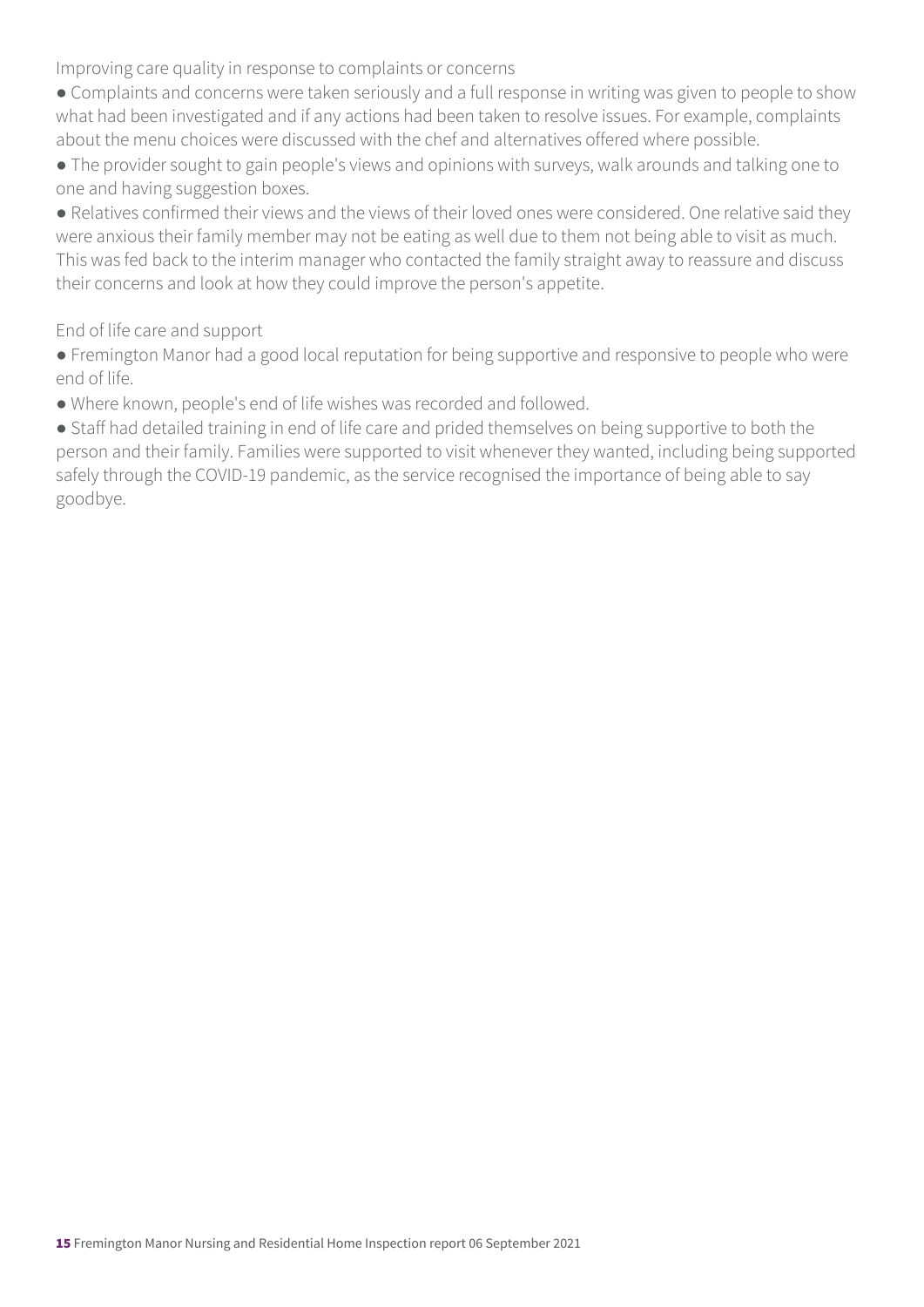### Improving care quality in response to complaints or concerns

- Complaints and concerns were taken seriously and a full response in writing was given to people to show what had been investigated and if any actions had been taken to resolve issues. For example, complaints about the menu choices were discussed with the chef and alternatives offered where possible.
- The provider sought to gain people's views and opinions with surveys, walk arounds and talking one to one and having suggestion boxes.
- Relatives confirmed their views and the views of their loved ones were considered. One relative said they were anxious their family member may not be eating as well due to them not being able to visit as much. This was fed back to the interim manager who contacted the family straight away to reassure and discuss their concerns and look at how they could improve the person's appetite.

### End of life care and support

- Fremington Manor had a good local reputation for being supportive and responsive to people who were end of life.
- Where known, people's end of life wishes was recorded and followed.
- Staff had detailed training in end of life care and prided themselves on being supportive to both the person and their family. Families were supported to visit whenever they wanted, including being supported safely through the COVID-19 pandemic, as the service recognised the importance of being able to say goodbye.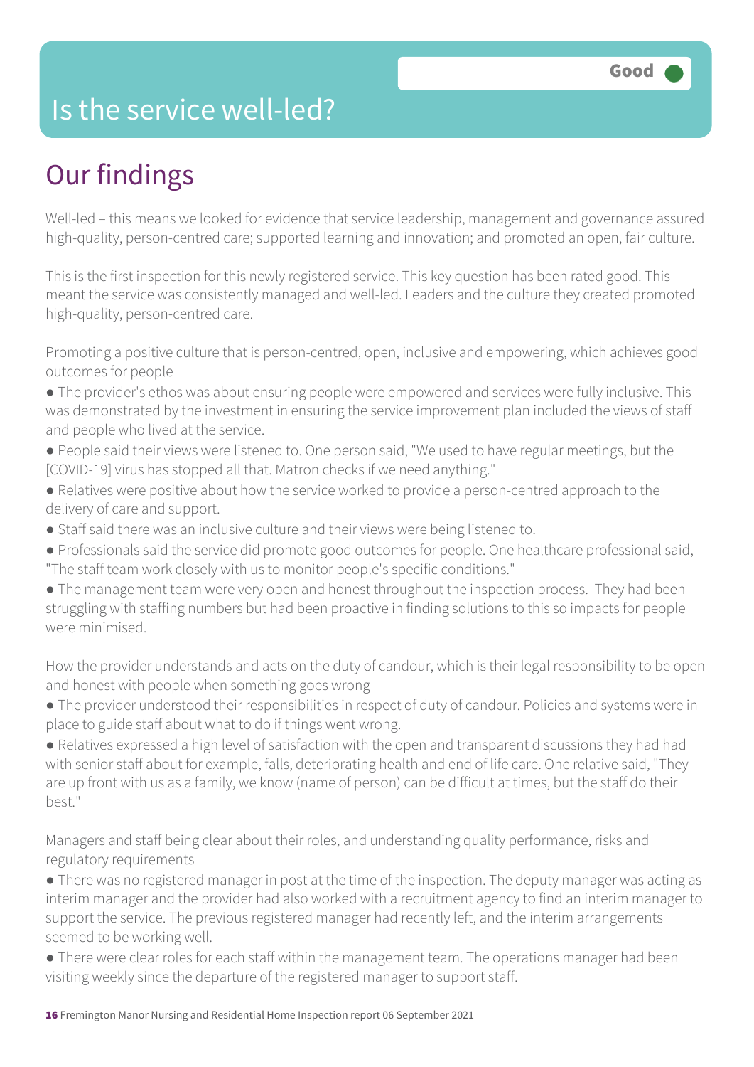Good

# Is the service well-led?

## Our findings

Well-led – this means we looked for evidence that service leadership, management and governance assured high-quality, person-centred care; supported learning and innovation; and promoted an open, fair culture.

This is the first inspection for this newly registered service. This key question has been rated good. This meant the service was consistently managed and well-led. Leaders and the culture they created promoted high-quality, person-centred care.

Promoting a positive culture that is person-centred, open, inclusive and empowering, which achieves good outcomes for people

- The provider's ethos was about ensuring people were empowered and services were fully inclusive. This was demonstrated by the investment in ensuring the service improvement plan included the views of staff and people who lived at the service.
- People said their views were listened to. One person said, "We used to have regular meetings, but the [COVID-19] virus has stopped all that. Matron checks if we need anything."
- Relatives were positive about how the service worked to provide a person-centred approach to the delivery of care and support.
- Staff said there was an inclusive culture and their views were being listened to.
- Professionals said the service did promote good outcomes for people. One healthcare professional said, "The staff team work closely with us to monitor people's specific conditions."
- The management team were very open and honest throughout the inspection process. They had been struggling with staffing numbers but had been proactive in finding solutions to this so impacts for people were minimised.

How the provider understands and acts on the duty of candour, which is their legal responsibility to be open and honest with people when something goes wrong

- The provider understood their responsibilities in respect of duty of candour. Policies and systems were in place to guide staff about what to do if things went wrong.
- Relatives expressed a high level of satisfaction with the open and transparent discussions they had had with senior staff about for example, falls, deteriorating health and end of life care. One relative said, "They are up front with us as a family, we know (name of person) can be difficult at times, but the staff do their best."

Managers and staff being clear about their roles, and understanding quality performance, risks and regulatory requirements

- There was no registered manager in post at the time of the inspection. The deputy manager was acting as interim manager and the provider had also worked with a recruitment agency to find an interim manager to support the service. The previous registered manager had recently left, and the interim arrangements seemed to be working well.
- There were clear roles for each staff within the management team. The operations manager had been visiting weekly since the departure of the registered manager to support staff.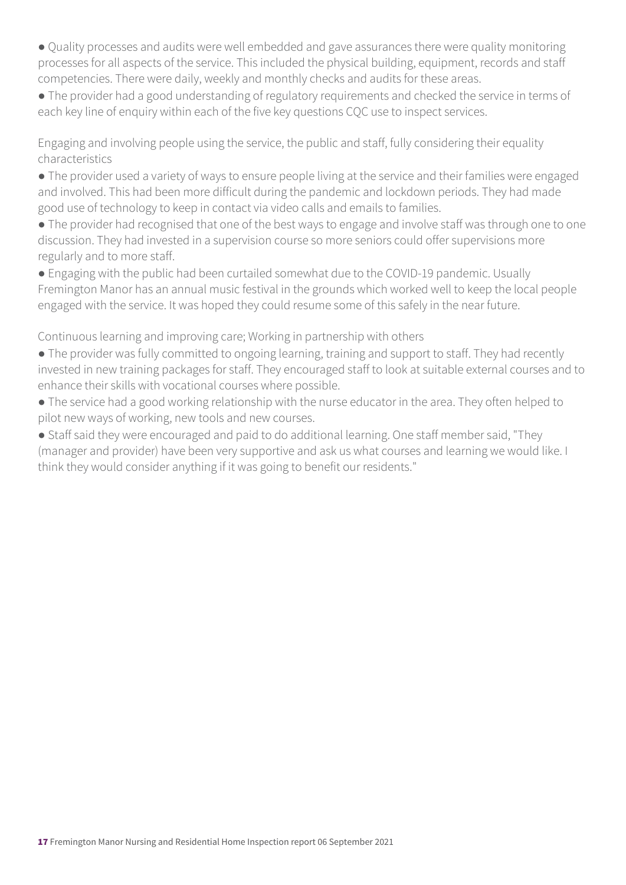- Quality processes and audits were well embedded and gave assurances there were quality monitoring processes for all aspects of the service. This included the physical building, equipment, records and staff competencies. There were daily, weekly and monthly checks and audits for these areas.
- The provider had a good understanding of regulatory requirements and checked the service in terms of each key line of enquiry within each of the five key questions CQC use to inspect services.

Engaging and involving people using the service, the public and staff, fully considering their equality characteristics

- The provider used a variety of ways to ensure people living at the service and their families were engaged and involved. This had been more difficult during the pandemic and lockdown periods. They had made good use of technology to keep in contact via video calls and emails to families.
- The provider had recognised that one of the best ways to engage and involve staff was through one to one discussion. They had invested in a supervision course so more seniors could offer supervisions more regularly and to more staff.
- Engaging with the public had been curtailed somewhat due to the COVID-19 pandemic. Usually Fremington Manor has an annual music festival in the grounds which worked well to keep the local people engaged with the service. It was hoped they could resume some of this safely in the near future.

Continuous learning and improving care; Working in partnership with others

- The provider was fully committed to ongoing learning, training and support to staff. They had recently invested in new training packages for staff. They encouraged staff to look at suitable external courses and to enhance their skills with vocational courses where possible.
- The service had a good working relationship with the nurse educator in the area. They often helped to pilot new ways of working, new tools and new courses.
- Staff said they were encouraged and paid to do additional learning. One staff member said, "They (manager and provider) have been very supportive and ask us what courses and learning we would like. I think they would consider anything if it was going to benefit our residents."